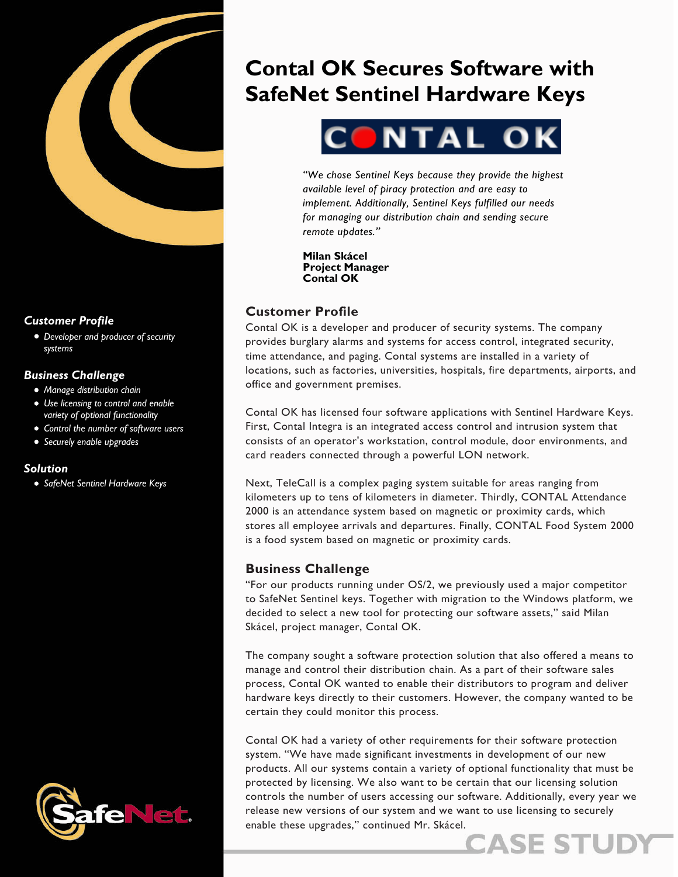# Contal OK Secures Software with SafeNet Sentinel Hardware Keys

CONTAL OK

*"We chose Sentinel Keys because they provide the highest available level of piracy protection and are easy to implement. Additionally, Sentinel Keys fulfilled our needs for managing our distribution chain and sending secure remote updates."*

**Milan Skácel**
**Project Manager**
**Contal OK**

***Customer Profile***

- *Developer and producer of security systems*

***Business Challenge***

- *Manage distribution chain*
- *Use licensing to control and enable variety of optional functionality*
- *Control the number of software users*
- *Securely enable upgrades*

***Solution***

- *SafeNet Sentinel Hardware Keys*

## Customer Profile

Contal OK is a developer and producer of security systems. The company provides burglary alarms and systems for access control, integrated security, time attendance, and paging. Contal systems are installed in a variety of locations, such as factories, universities, hospitals, fire departments, airports, and office and government premises.

Contal OK has licensed four software applications with Sentinel Hardware Keys. First, Contal Integra is an integrated access control and intrusion system that consists of an operator's workstation, control module, door environments, and card readers connected through a powerful LON network.

Next, TeleCall is a complex paging system suitable for areas ranging from kilometers up to tens of kilometers in diameter. Thirdly, CONTAL Attendance 2000 is an attendance system based on magnetic or proximity cards, which stores all employee arrivals and departures. Finally, CONTAL Food System 2000 is a food system based on magnetic or proximity cards.

## Business Challenge

"For our products running under OS/2, we previously used a major competitor to SafeNet Sentinel keys. Together with migration to the Windows platform, we decided to select a new tool for protecting our software assets," said Milan Skácel, project manager, Contal OK.

The company sought a software protection solution that also offered a means to manage and control their distribution chain. As a part of their software sales process, Contal OK wanted to enable their distributors to program and deliver hardware keys directly to their customers. However, the company wanted to be certain they could monitor this process.

Contal OK had a variety of other requirements for their software protection system. "We have made significant investments in development of our new products. All our systems contain a variety of optional functionality that must be protected by licensing. We also want to be certain that our licensing solution controls the number of users accessing our software. Additionally, every year we release new versions of our system and we want to use licensing to securely enable these upgrades," continued Mr. Skácel.

CASE STUDY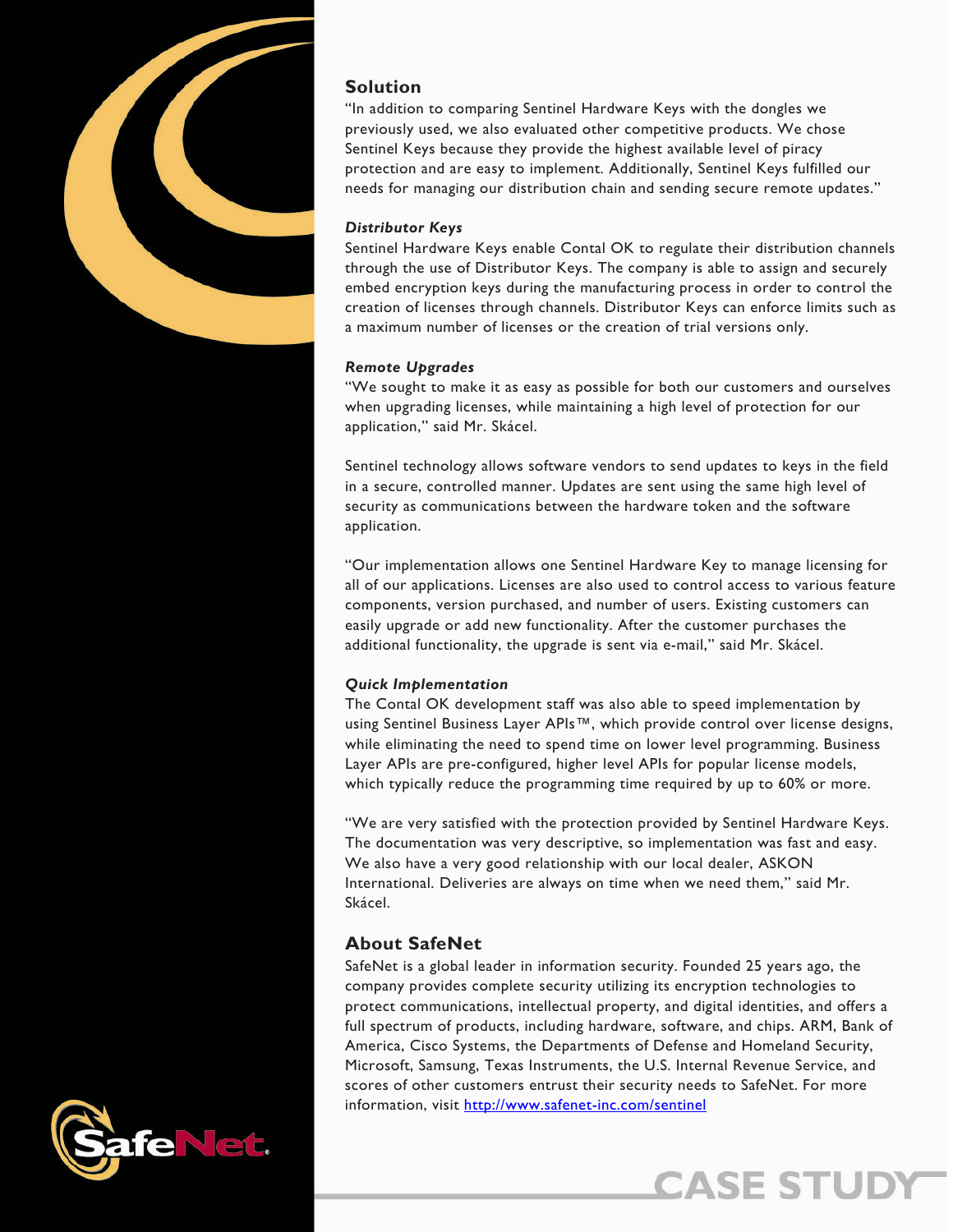## Solution

"In addition to comparing Sentinel Hardware Keys with the dongles we previously used, we also evaluated other competitive products. We chose Sentinel Keys because they provide the highest available level of piracy protection and are easy to implement. Additionally, Sentinel Keys fulfilled our needs for managing our distribution chain and sending secure remote updates."

### *Distributor Keys*

Sentinel Hardware Keys enable Contal OK to regulate their distribution channels through the use of Distributor Keys. The company is able to assign and securely embed encryption keys during the manufacturing process in order to control the creation of licenses through channels. Distributor Keys can enforce limits such as a maximum number of licenses or the creation of trial versions only.

### *Remote Upgrades*

"We sought to make it as easy as possible for both our customers and ourselves when upgrading licenses, while maintaining a high level of protection for our application," said Mr. Skácel.

Sentinel technology allows software vendors to send updates to keys in the field in a secure, controlled manner. Updates are sent using the same high level of security as communications between the hardware token and the software application.

"Our implementation allows one Sentinel Hardware Key to manage licensing for all of our applications. Licenses are also used to control access to various feature components, version purchased, and number of users. Existing customers can easily upgrade or add new functionality. After the customer purchases the additional functionality, the upgrade is sent via e-mail," said Mr. Skácel.

### *Quick Implementation*

The Contal OK development staff was also able to speed implementation by using Sentinel Business Layer APIs™, which provide control over license designs, while eliminating the need to spend time on lower level programming. Business Layer APIs are pre-configured, higher level APIs for popular license models, which typically reduce the programming time required by up to 60% or more.

"We are very satisfied with the protection provided by Sentinel Hardware Keys. The documentation was very descriptive, so implementation was fast and easy. We also have a very good relationship with our local dealer, ASKON International. Deliveries are always on time when we need them," said Mr. Skácel.

## About SafeNet

SafeNet is a global leader in information security. Founded 25 years ago, the company provides complete security utilizing its encryption technologies to protect communications, intellectual property, and digital identities, and offers a full spectrum of products, including hardware, software, and chips. ARM, Bank of America, Cisco Systems, the Departments of Defense and Homeland Security, Microsoft, Samsung, Texas Instruments, the U.S. Internal Revenue Service, and scores of other customers entrust their security needs to SafeNet. For more information, visit http://www.safenet-inc.com/sentinel

SafeNet

CASE STUDY